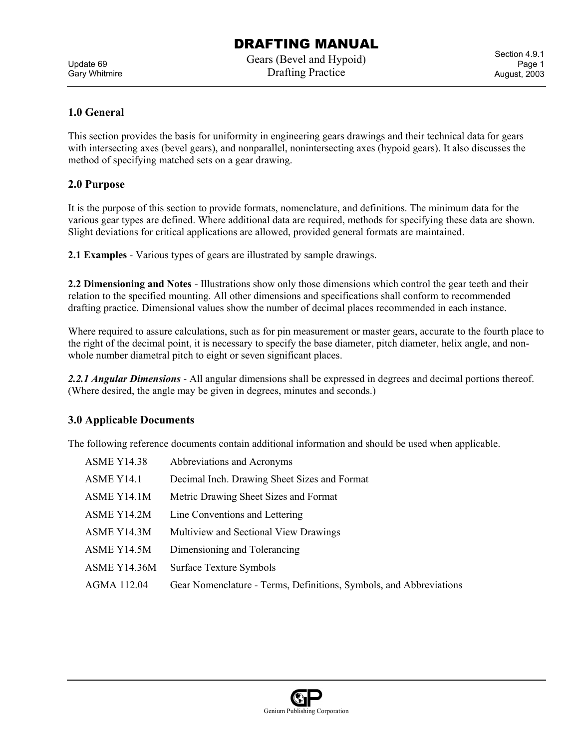# DRAFTING MANUAL

Gears (Bevel and Hypoid)
Drafting Practice

## 1.0 General

This section provides the basis for uniformity in engineering gears drawings and their technical data for gears with intersecting axes (bevel gears), and nonparallel, nonintersecting axes (hypoid gears). It also discusses the method of specifying matched sets on a gear drawing.

## 2.0 Purpose

It is the purpose of this section to provide formats, nomenclature, and definitions. The minimum data for the various gear types are defined. Where additional data are required, methods for specifying these data are shown. Slight deviations for critical applications are allowed, provided general formats are maintained.

**2.1 Examples** - Various types of gears are illustrated by sample drawings.

**2.2 Dimensioning and Notes** - Illustrations show only those dimensions which control the gear teeth and their relation to the specified mounting. All other dimensions and specifications shall conform to recommended drafting practice. Dimensional values show the number of decimal places recommended in each instance.

Where required to assure calculations, such as for pin measurement or master gears, accurate to the fourth place to the right of the decimal point, it is necessary to specify the base diameter, pitch diameter, helix angle, and non-whole number diametral pitch to eight or seven significant places.

***2.2.1 Angular Dimensions*** - All angular dimensions shall be expressed in degrees and decimal portions thereof. (Where desired, the angle may be given in degrees, minutes and seconds.)

## 3.0 Applicable Documents

The following reference documents contain additional information and should be used when applicable.

| | |
|---|---|
| ASME Y14.38 | Abbreviations and Acronyms |
| ASME Y14.1 | Decimal Inch. Drawing Sheet Sizes and Format |
| ASME Y14.1M | Metric Drawing Sheet Sizes and Format |
| ASME Y14.2M | Line Conventions and Lettering |
| ASME Y14.3M | Multiview and Sectional View Drawings |
| ASME Y14.5M | Dimensioning and Tolerancing |
| ASME Y14.36M | Surface Texture Symbols |
| AGMA 112.04 | Gear Nomenclature - Terms, Definitions, Symbols, and Abbreviations |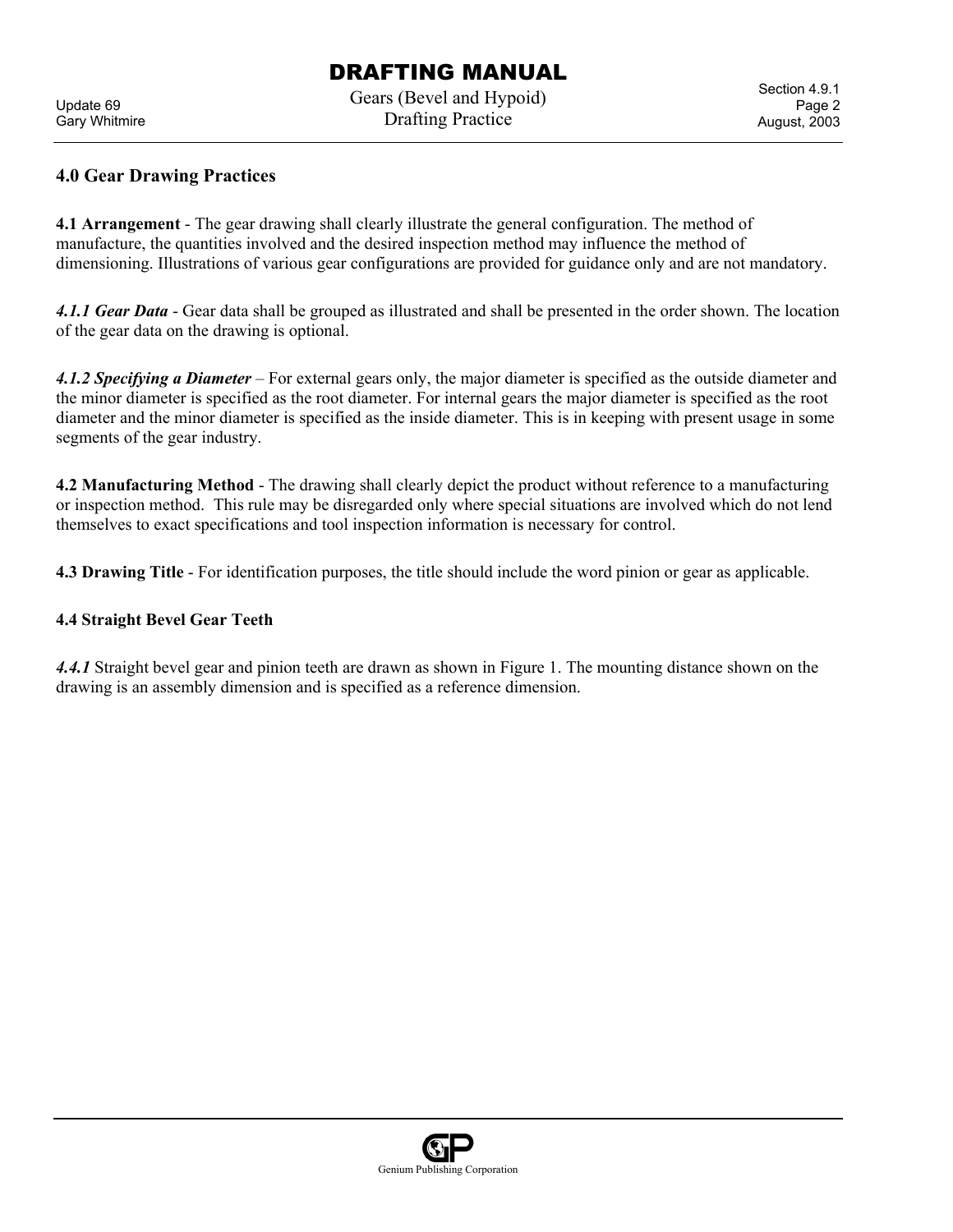## 4.0 Gear Drawing Practices

**4.1 Arrangement** - The gear drawing shall clearly illustrate the general configuration. The method of manufacture, the quantities involved and the desired inspection method may influence the method of dimensioning. Illustrations of various gear configurations are provided for guidance only and are not mandatory.

***4.1.1 Gear Data*** - Gear data shall be grouped as illustrated and shall be presented in the order shown. The location of the gear data on the drawing is optional.

***4.1.2 Specifying a Diameter*** – For external gears only, the major diameter is specified as the outside diameter and the minor diameter is specified as the root diameter. For internal gears the major diameter is specified as the root diameter and the minor diameter is specified as the inside diameter. This is in keeping with present usage in some segments of the gear industry.

**4.2 Manufacturing Method** - The drawing shall clearly depict the product without reference to a manufacturing or inspection method. This rule may be disregarded only where special situations are involved which do not lend themselves to exact specifications and tool inspection information is necessary for control.

**4.3 Drawing Title** - For identification purposes, the title should include the word pinion or gear as applicable.

**4.4 Straight Bevel Gear Teeth**

***4.4.1*** Straight bevel gear and pinion teeth are drawn as shown in Figure 1. The mounting distance shown on the drawing is an assembly dimension and is specified as a reference dimension.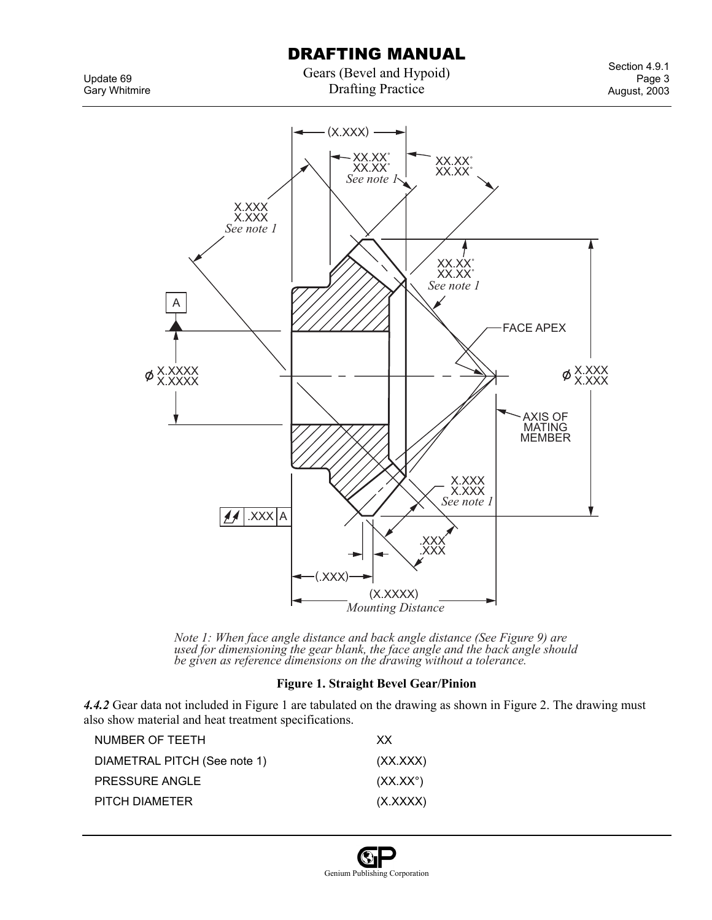*Note 1: When face angle distance and back angle distance (See Figure 9) are used for dimensioning the gear blank, the face angle and the back angle should be given as reference dimensions on the drawing without a tolerance.*

**Figure 1. Straight Bevel Gear/Pinion**

***4.4.2*** Gear data not included in Figure 1 are tabulated on the drawing as shown in Figure 2. The drawing must also show material and heat treatment specifications.

| | |
|---|---|
| NUMBER OF TEETH | XX |
| DIAMETRAL PITCH (See note 1) | (XX.XXX) |
| PRESSURE ANGLE | (XX.XX°) |
| PITCH DIAMETER | (X.XXXX) |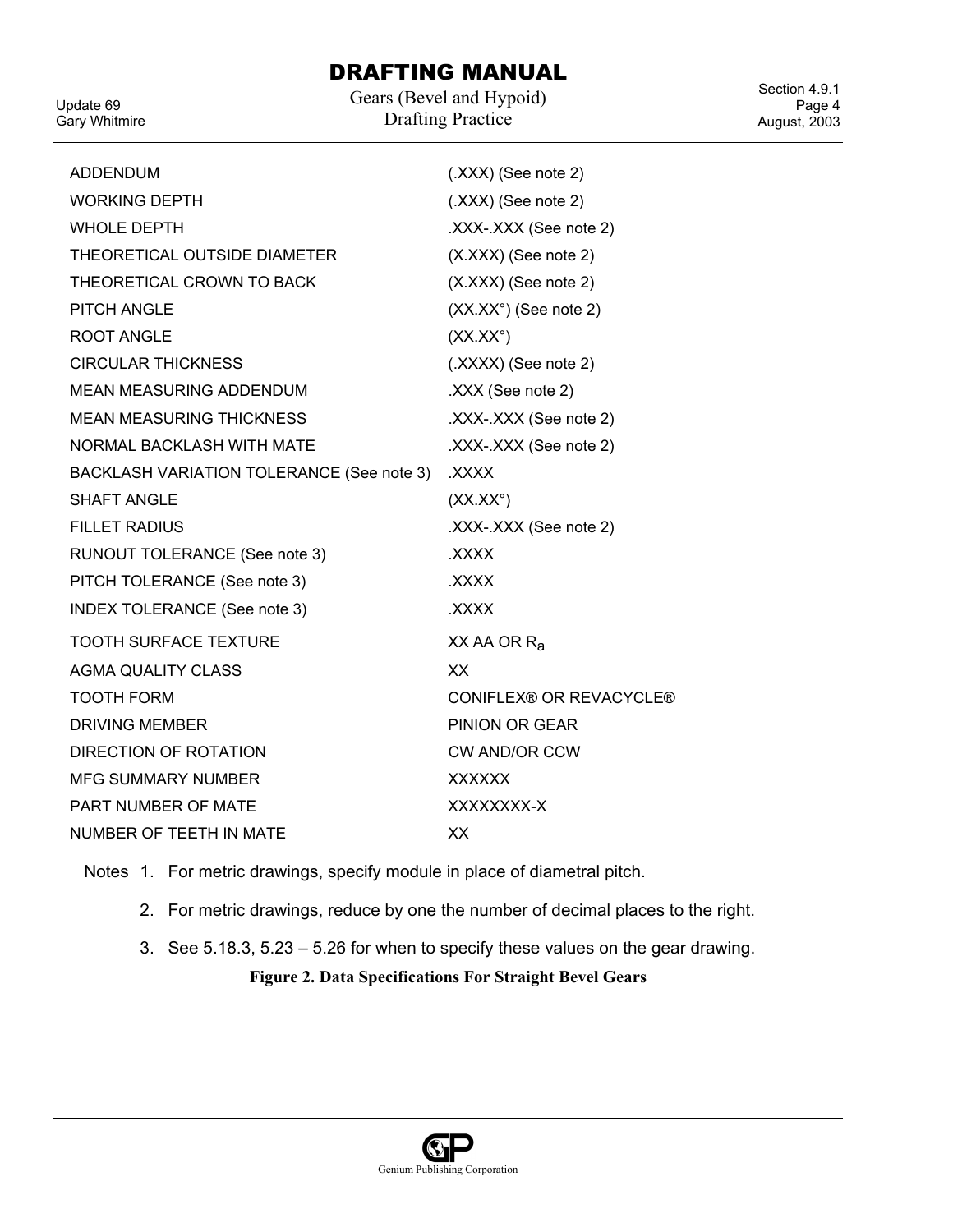| | |
|---|---|
| ADDENDUM | (.XXX) (See note 2) |
| WORKING DEPTH | (.XXX) (See note 2) |
| WHOLE DEPTH | .XXX-.XXX (See note 2) |
| THEORETICAL OUTSIDE DIAMETER | (X.XXX) (See note 2) |
| THEORETICAL CROWN TO BACK | (X.XXX) (See note 2) |
| PITCH ANGLE | (XX.XX°) (See note 2) |
| ROOT ANGLE | (XX.XX°) |
| CIRCULAR THICKNESS | (.XXXX) (See note 2) |
| MEAN MEASURING ADDENDUM | .XXX (See note 2) |
| MEAN MEASURING THICKNESS | .XXX-.XXX (See note 2) |
| NORMAL BACKLASH WITH MATE | .XXX-.XXX (See note 2) |
| BACKLASH VARIATION TOLERANCE (See note 3) | .XXXX |
| SHAFT ANGLE | (XX.XX°) |
| FILLET RADIUS | .XXX-.XXX (See note 2) |
| RUNOUT TOLERANCE (See note 3) | .XXXX |
| PITCH TOLERANCE (See note 3) | .XXXX |
| INDEX TOLERANCE (See note 3) | .XXXX |
| TOOTH SURFACE TEXTURE | XX AA OR $R_a$ |
| AGMA QUALITY CLASS | XX |
| TOOTH FORM | CONIFLEX® OR REVACYCLE® |
| DRIVING MEMBER | PINION OR GEAR |
| DIRECTION OF ROTATION | CW AND/OR CCW |
| MFG SUMMARY NUMBER | XXXXXX |
| PART NUMBER OF MATE | XXXXXXXX-X |
| NUMBER OF TEETH IN MATE | XX |

Notes
1. For metric drawings, specify module in place of diametral pitch.
2. For metric drawings, reduce by one the number of decimal places to the right.
3. See 5.18.3, 5.23 – 5.26 for when to specify these values on the gear drawing.

**Figure 2. Data Specifications For Straight Bevel Gears**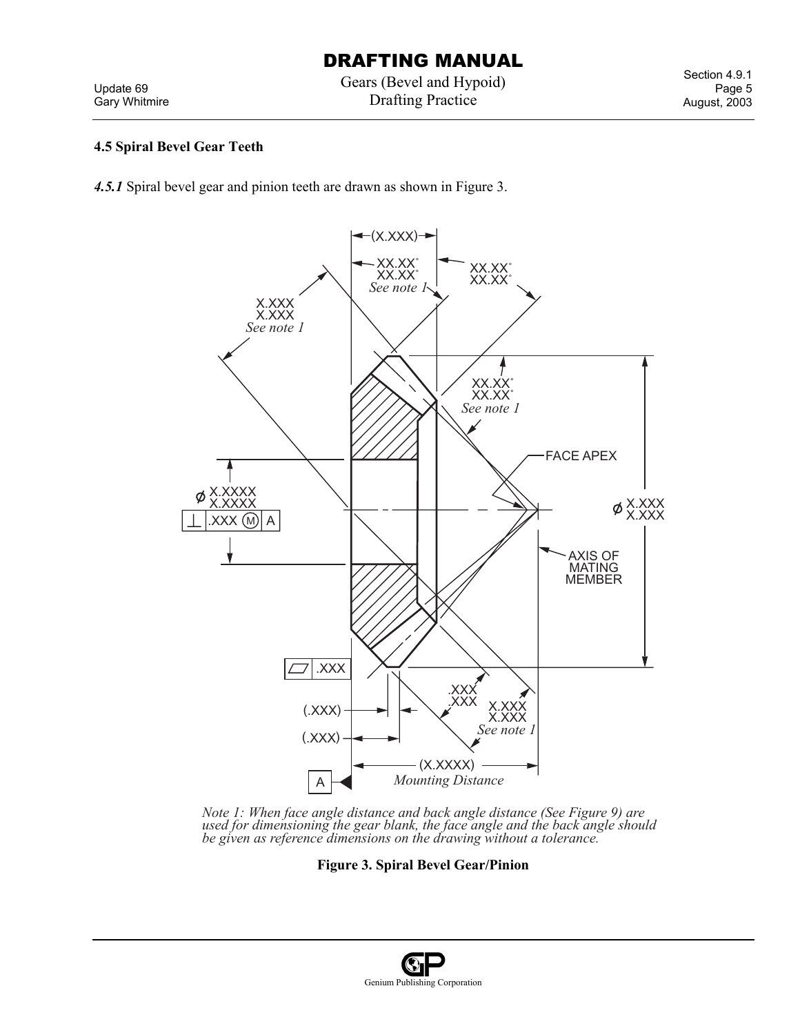### 4.5 Spiral Bevel Gear Teeth

***4.5.1*** Spiral bevel gear and pinion teeth are drawn as shown in Figure 3.

*Note 1: When face angle distance and back angle distance (See Figure 9) are used for dimensioning the gear blank, the face angle and the back angle should be given as reference dimensions on the drawing without a tolerance.*

**Figure 3. Spiral Bevel Gear/Pinion**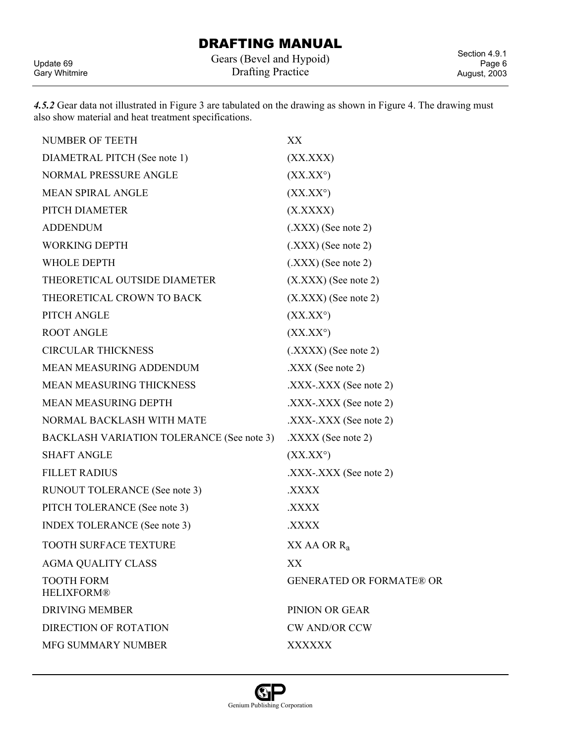***4.5.2*** Gear data not illustrated in Figure 3 are tabulated on the drawing as shown in Figure 4. The drawing must also show material and heat treatment specifications.

| | |
|---|---|
| NUMBER OF TEETH | XX |
| DIAMETRAL PITCH (See note 1) | (XX.XXX) |
| NORMAL PRESSURE ANGLE | (XX.XX°) |
| MEAN SPIRAL ANGLE | (XX.XX°) |
| PITCH DIAMETER | (X.XXXX) |
| ADDENDUM | (.XXX) (See note 2) |
| WORKING DEPTH | (.XXX) (See note 2) |
| WHOLE DEPTH | (.XXX) (See note 2) |
| THEORETICAL OUTSIDE DIAMETER | (X.XXX) (See note 2) |
| THEORETICAL CROWN TO BACK | (X.XXX) (See note 2) |
| PITCH ANGLE | (XX.XX°) |
| ROOT ANGLE | (XX.XX°) |
| CIRCULAR THICKNESS | (.XXXX) (See note 2) |
| MEAN MEASURING ADDENDUM | .XXX (See note 2) |
| MEAN MEASURING THICKNESS | .XXX-.XXX (See note 2) |
| MEAN MEASURING DEPTH | .XXX-.XXX (See note 2) |
| NORMAL BACKLASH WITH MATE | .XXX-.XXX (See note 2) |
| BACKLASH VARIATION TOLERANCE (See note 3) | .XXXX (See note 2) |
| SHAFT ANGLE | (XX.XX°) |
| FILLET RADIUS | .XXX-.XXX (See note 2) |
| RUNOUT TOLERANCE (See note 3) | .XXXX |
| PITCH TOLERANCE (See note 3) | .XXXX |
| INDEX TOLERANCE (See note 3) | .XXXX |
| TOOTH SURFACE TEXTURE | XX AA OR $R_a$ |
| AGMA QUALITY CLASS | XX |
| TOOTH FORM | GENERATED OR FORMATE® OR HELIXFORM® |
| DRIVING MEMBER | PINION OR GEAR |
| DIRECTION OF ROTATION | CW AND/OR CCW |
| MFG SUMMARY NUMBER | XXXXXX |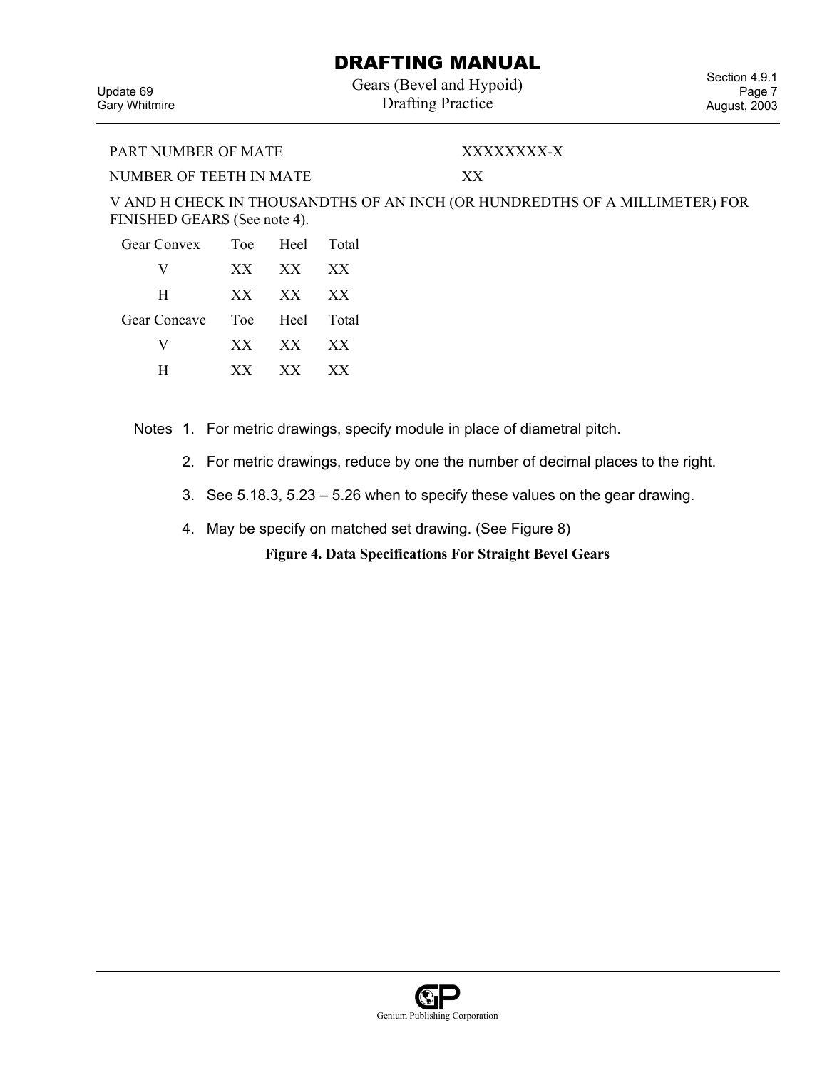| | |
|---|---|
| PART NUMBER OF MATE | XXXXXXXX-X |
| NUMBER OF TEETH IN MATE | XX |

V AND H CHECK IN THOUSANDTHS OF AN INCH (OR HUNDREDTHS OF A MILLIMETER) FOR FINISHED GEARS (See note 4).

| Gear Convex | Toe | Heel | Total |
|---|---|---|---|
| V | XX | XX | XX |
| H | XX | XX | XX |

| Gear Concave | Toe | Heel | Total |
|---|---|---|---|
| V | XX | XX | XX |
| H | XX | XX | XX |

Notes

1. For metric drawings, specify module in place of diametral pitch.
2. For metric drawings, reduce by one the number of decimal places to the right.
3. See 5.18.3, 5.23 – 5.26 when to specify these values on the gear drawing.
4. May be specify on matched set drawing. (See Figure 8)

**Figure 4. Data Specifications For Straight Bevel Gears**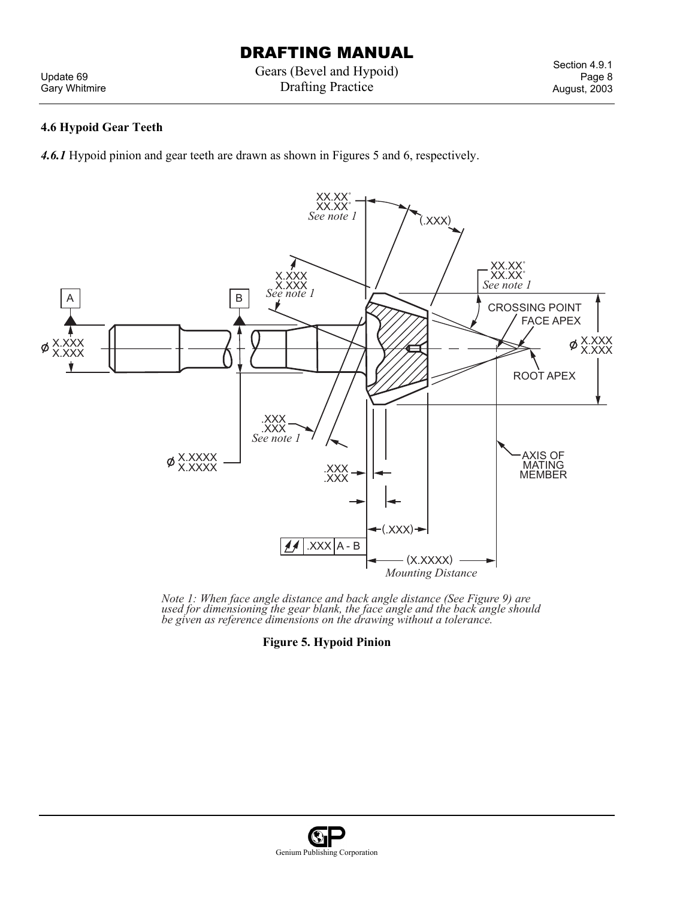## 4.6 Hypoid Gear Teeth

***4.6.1*** Hypoid pinion and gear teeth are drawn as shown in Figures 5 and 6, respectively.

*Note 1: When face angle distance and back angle distance (See Figure 9) are used for dimensioning the gear blank, the face angle and the back angle should be given as reference dimensions on the drawing without a tolerance.*

**Figure 5. Hypoid Pinion**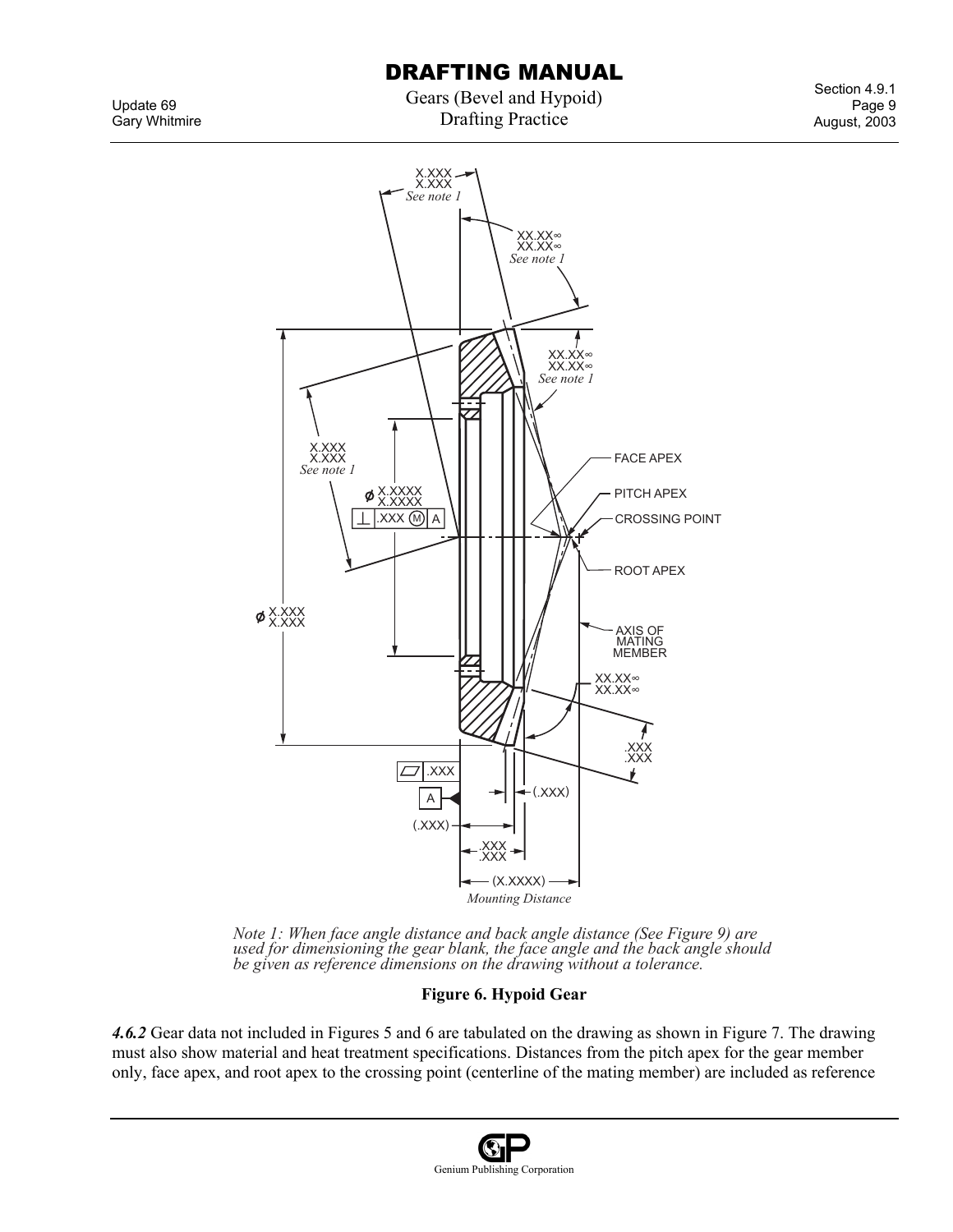Note 1: When face angle distance and back angle distance (See Figure 9) are used for dimensioning the gear blank, the face angle and the back angle should be given as reference dimensions on the drawing without a tolerance.

**Figure 6. Hypoid Gear**

***4.6.2*** Gear data not included in Figures 5 and 6 are tabulated on the drawing as shown in Figure 7. The drawing must also show material and heat treatment specifications. Distances from the pitch apex for the gear member only, face apex, and root apex to the crossing point (centerline of the mating member) are included as reference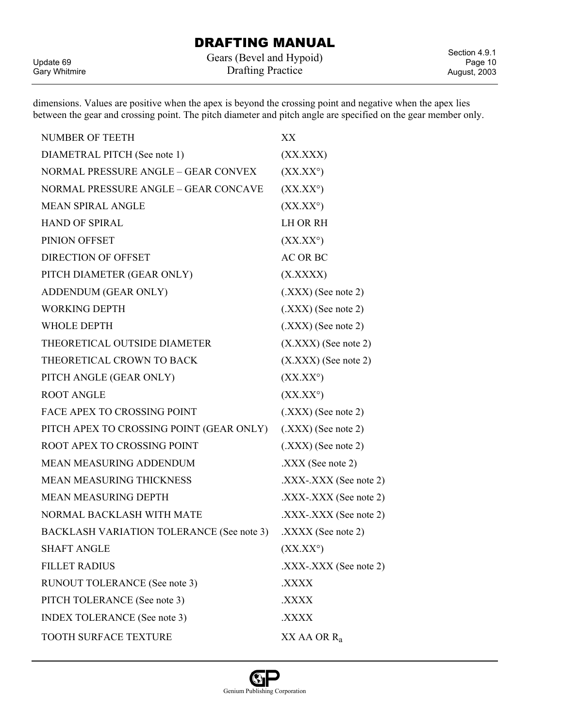dimensions. Values are positive when the apex is beyond the crossing point and negative when the apex lies between the gear and crossing point. The pitch diameter and pitch angle are specified on the gear member only.

| | |
|---|---|
| NUMBER OF TEETH | XX |
| DIAMETRAL PITCH (See note 1) | (XX.XXX) |
| NORMAL PRESSURE ANGLE – GEAR CONVEX | (XX.XX°) |
| NORMAL PRESSURE ANGLE – GEAR CONCAVE | (XX.XX°) |
| MEAN SPIRAL ANGLE | (XX.XX°) |
| HAND OF SPIRAL | LH OR RH |
| PINION OFFSET | (XX.XX°) |
| DIRECTION OF OFFSET | AC OR BC |
| PITCH DIAMETER (GEAR ONLY) | (X.XXXX) |
| ADDENDUM (GEAR ONLY) | (.XXX) (See note 2) |
| WORKING DEPTH | (.XXX) (See note 2) |
| WHOLE DEPTH | (.XXX) (See note 2) |
| THEORETICAL OUTSIDE DIAMETER | (X.XXX) (See note 2) |
| THEORETICAL CROWN TO BACK | (X.XXX) (See note 2) |
| PITCH ANGLE (GEAR ONLY) | (XX.XX°) |
| ROOT ANGLE | (XX.XX°) |
| FACE APEX TO CROSSING POINT | (.XXX) (See note 2) |
| PITCH APEX TO CROSSING POINT (GEAR ONLY) | (.XXX) (See note 2) |
| ROOT APEX TO CROSSING POINT | (.XXX) (See note 2) |
| MEAN MEASURING ADDENDUM | .XXX (See note 2) |
| MEAN MEASURING THICKNESS | .XXX-.XXX (See note 2) |
| MEAN MEASURING DEPTH | .XXX-.XXX (See note 2) |
| NORMAL BACKLASH WITH MATE | .XXX-.XXX (See note 2) |
| BACKLASH VARIATION TOLERANCE (See note 3) | .XXXX (See note 2) |
| SHAFT ANGLE | (XX.XX°) |
| FILLET RADIUS | .XXX-.XXX (See note 2) |
| RUNOUT TOLERANCE (See note 3) | .XXXX |
| PITCH TOLERANCE (See note 3) | .XXXX |
| INDEX TOLERANCE (See note 3) | .XXXX |
| TOOTH SURFACE TEXTURE | XX AA OR $R_a$ |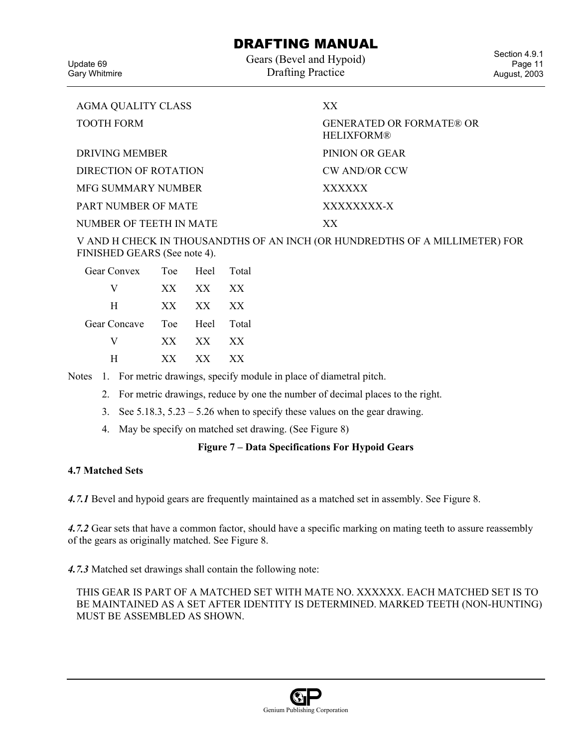| | |
|---|---|
| AGMA QUALITY CLASS | XX |
| TOOTH FORM | GENERATED OR FORMATE® OR HELIXFORM® |
| DRIVING MEMBER | PINION OR GEAR |
| DIRECTION OF ROTATION | CW AND/OR CCW |
| MFG SUMMARY NUMBER | XXXXXX |
| PART NUMBER OF MATE | XXXXXXXX-X |
| NUMBER OF TEETH IN MATE | XX |

V AND H CHECK IN THOUSANDTHS OF AN INCH (OR HUNDREDTHS OF A MILLIMETER) FOR FINISHED GEARS (See note 4).

| Gear Convex | Toe | Heel | Total |
|---|---|---|---|
| V | XX | XX | XX |
| H | XX | XX | XX |
| **Gear Concave** | **Toe** | **Heel** | **Total** |
| V | XX | XX | XX |
| H | XX | XX | XX |

Notes

1. For metric drawings, specify module in place of diametral pitch.
2. For metric drawings, reduce by one the number of decimal places to the right.
3. See 5.18.3, 5.23 – 5.26 when to specify these values on the gear drawing.
4. May be specify on matched set drawing. (See Figure 8)

**Figure 7 – Data Specifications For Hypoid Gears**

**4.7 Matched Sets**

***4.7.1*** Bevel and hypoid gears are frequently maintained as a matched set in assembly. See Figure 8.

***4.7.2*** Gear sets that have a common factor, should have a specific marking on mating teeth to assure reassembly of the gears as originally matched. See Figure 8.

***4.7.3*** Matched set drawings shall contain the following note:

THIS GEAR IS PART OF A MATCHED SET WITH MATE NO. XXXXXX. EACH MATCHED SET IS TO BE MAINTAINED AS A SET AFTER IDENTITY IS DETERMINED. MARKED TEETH (NON-HUNTING) MUST BE ASSEMBLED AS SHOWN.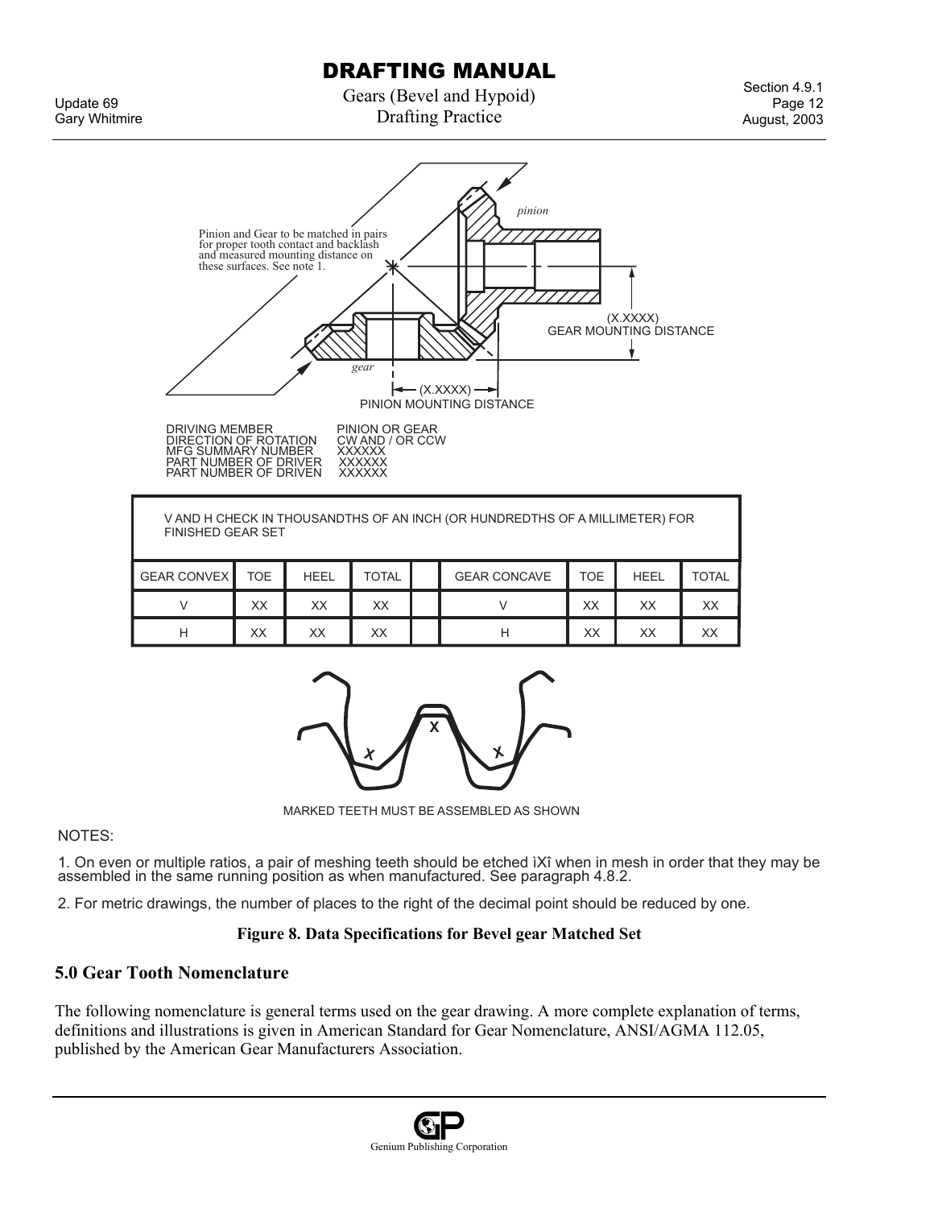Pinion and Gear to be matched in pairs for proper tooth contact and backlash and measured mounting distance on these surfaces. See note 1.

pinion

gear

(X.XXXX)
GEAR MOUNTING DISTANCE

(X.XXXX)
PINION MOUNTING DISTANCE

DRIVING MEMBER PINION OR GEAR
DIRECTION OF ROTATION CW AND / OR CCW
MFG SUMMARY NUMBER XXXXXX
PART NUMBER OF DRIVER XXXXXX
PART NUMBER OF DRIVEN XXXXXX

V AND H CHECK IN THOUSANDTHS OF AN INCH (OR HUNDREDTHS OF A MILLIMETER) FOR FINISHED GEAR SET

| GEAR CONVEX | TOE | HEEL | TOTAL | | GEAR CONCAVE | TOE | HEEL | TOTAL |
|---|---|---|---|---|---|---|---|---|
| V | XX | XX | XX | | V | XX | XX | XX |
| H | XX | XX | XX | | H | XX | XX | XX |

MARKED TEETH MUST BE ASSEMBLED AS SHOWN

NOTES:

1. On even or multiple ratios, a pair of meshing teeth should be etched ìXî when in mesh in order that they may be assembled in the same running position as when manufactured. See paragraph 4.8.2.

2. For metric drawings, the number of places to the right of the decimal point should be reduced by one.

**Figure 8. Data Specifications for Bevel gear Matched Set**

## 5.0 Gear Tooth Nomenclature

The following nomenclature is general terms used on the gear drawing. A more complete explanation of terms, definitions and illustrations is given in American Standard for Gear Nomenclature, ANSI/AGMA 112.05, published by the American Gear Manufacturers Association.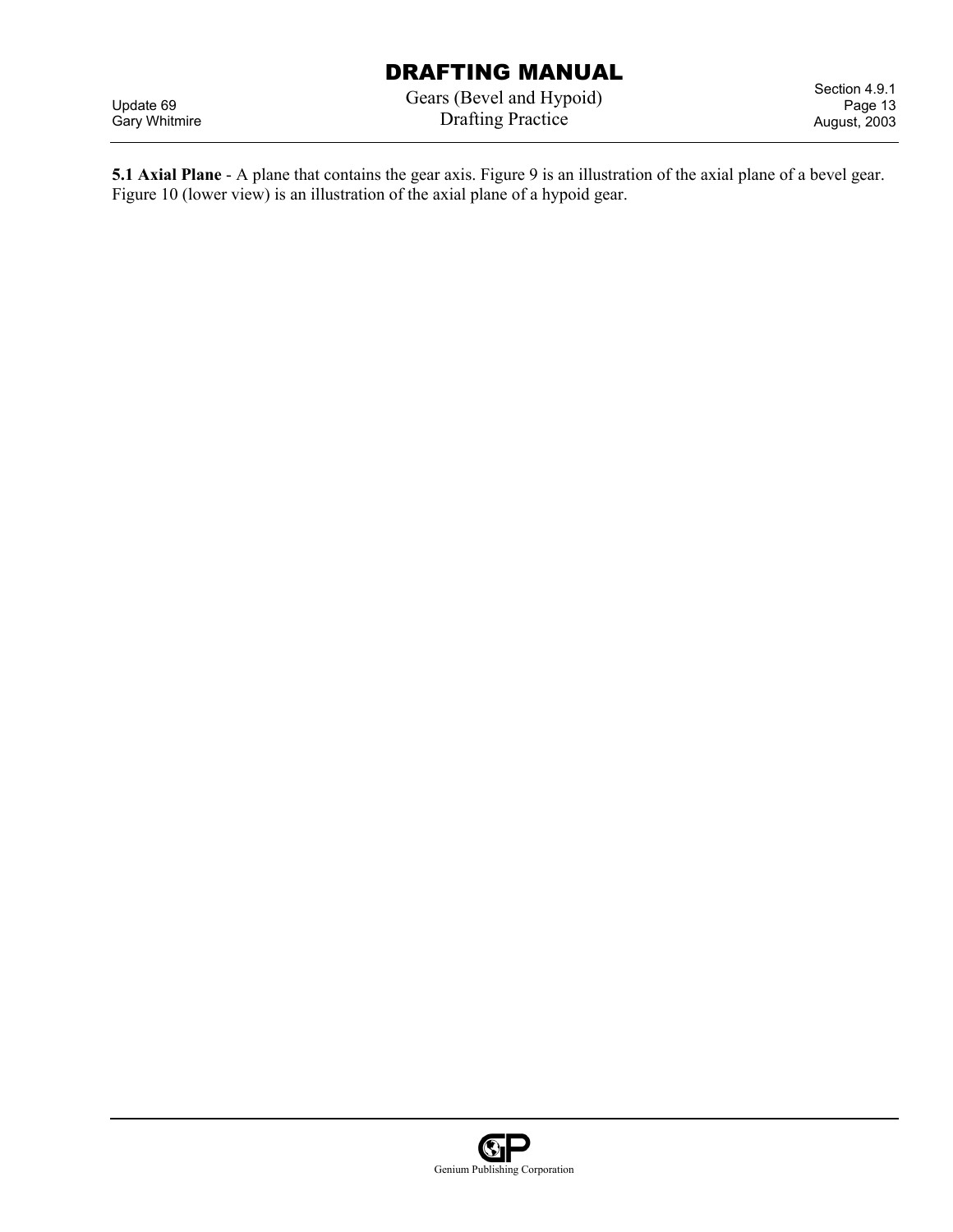**5.1 Axial Plane** - A plane that contains the gear axis. Figure 9 is an illustration of the axial plane of a bevel gear. Figure 10 (lower view) is an illustration of the axial plane of a hypoid gear.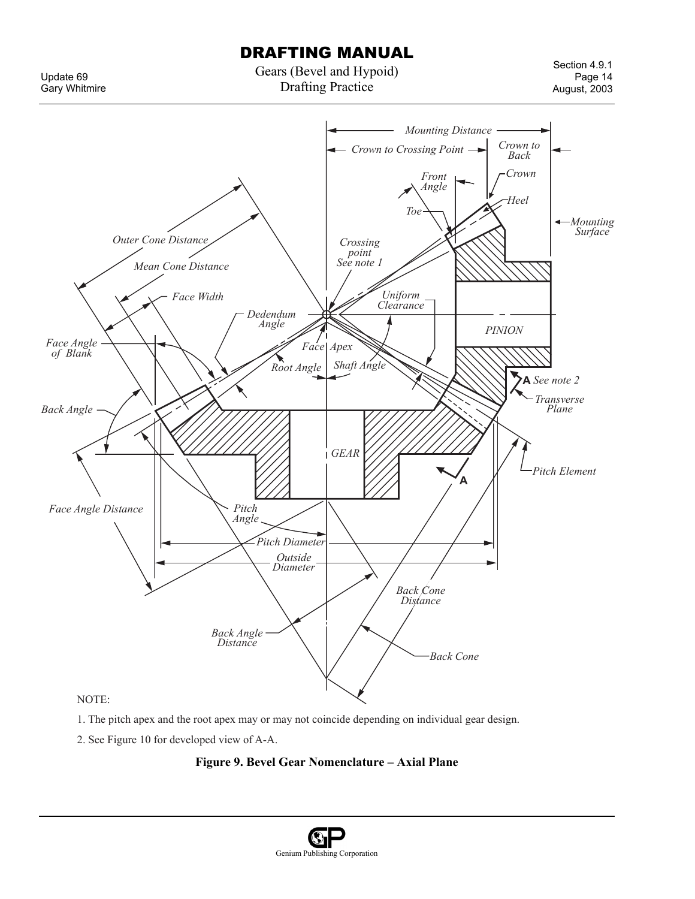NOTE:

1. The pitch apex and the root apex may or may not coincide depending on individual gear design.

2. See Figure 10 for developed view of A-A.

**Figure 9. Bevel Gear Nomenclature – Axial Plane**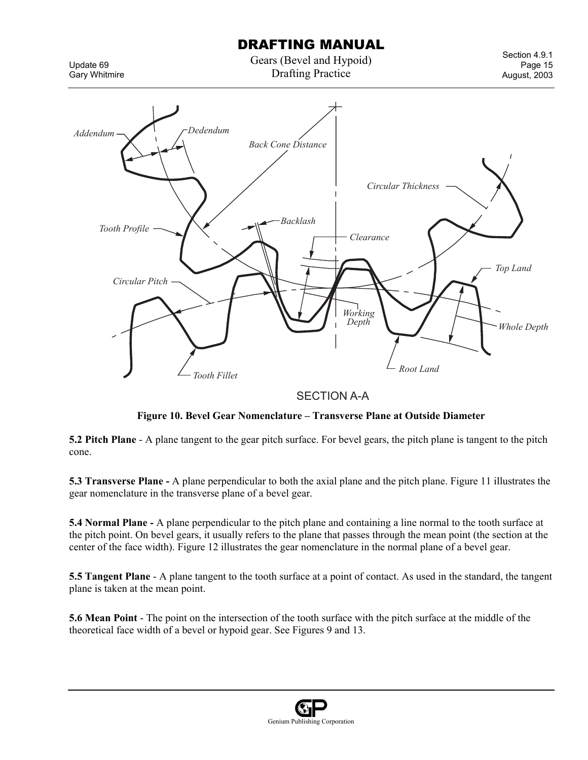SECTION A-A

**Figure 10. Bevel Gear Nomenclature – Transverse Plane at Outside Diameter**

**5.2 Pitch Plane** - A plane tangent to the gear pitch surface. For bevel gears, the pitch plane is tangent to the pitch cone.

**5.3 Transverse Plane -** A plane perpendicular to both the axial plane and the pitch plane. Figure 11 illustrates the gear nomenclature in the transverse plane of a bevel gear.

**5.4 Normal Plane -** A plane perpendicular to the pitch plane and containing a line normal to the tooth surface at the pitch point. On bevel gears, it usually refers to the plane that passes through the mean point (the section at the center of the face width). Figure 12 illustrates the gear nomenclature in the normal plane of a bevel gear.

**5.5 Tangent Plane** - A plane tangent to the tooth surface at a point of contact. As used in the standard, the tangent plane is taken at the mean point.

**5.6 Mean Point** - The point on the intersection of the tooth surface with the pitch surface at the middle of the theoretical face width of a bevel or hypoid gear. See Figures 9 and 13.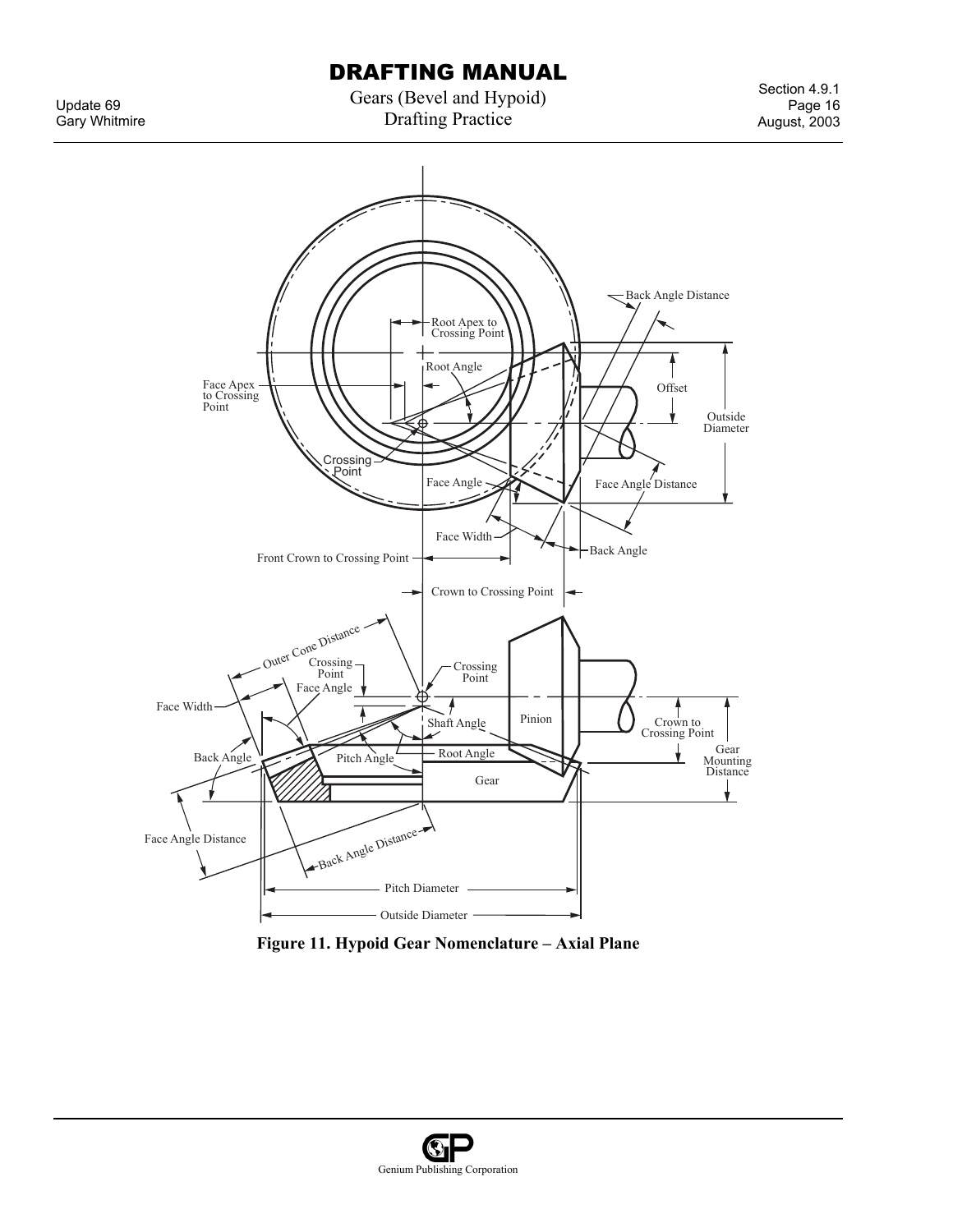Figure 11. Hypoid Gear Nomenclature – Axial Plane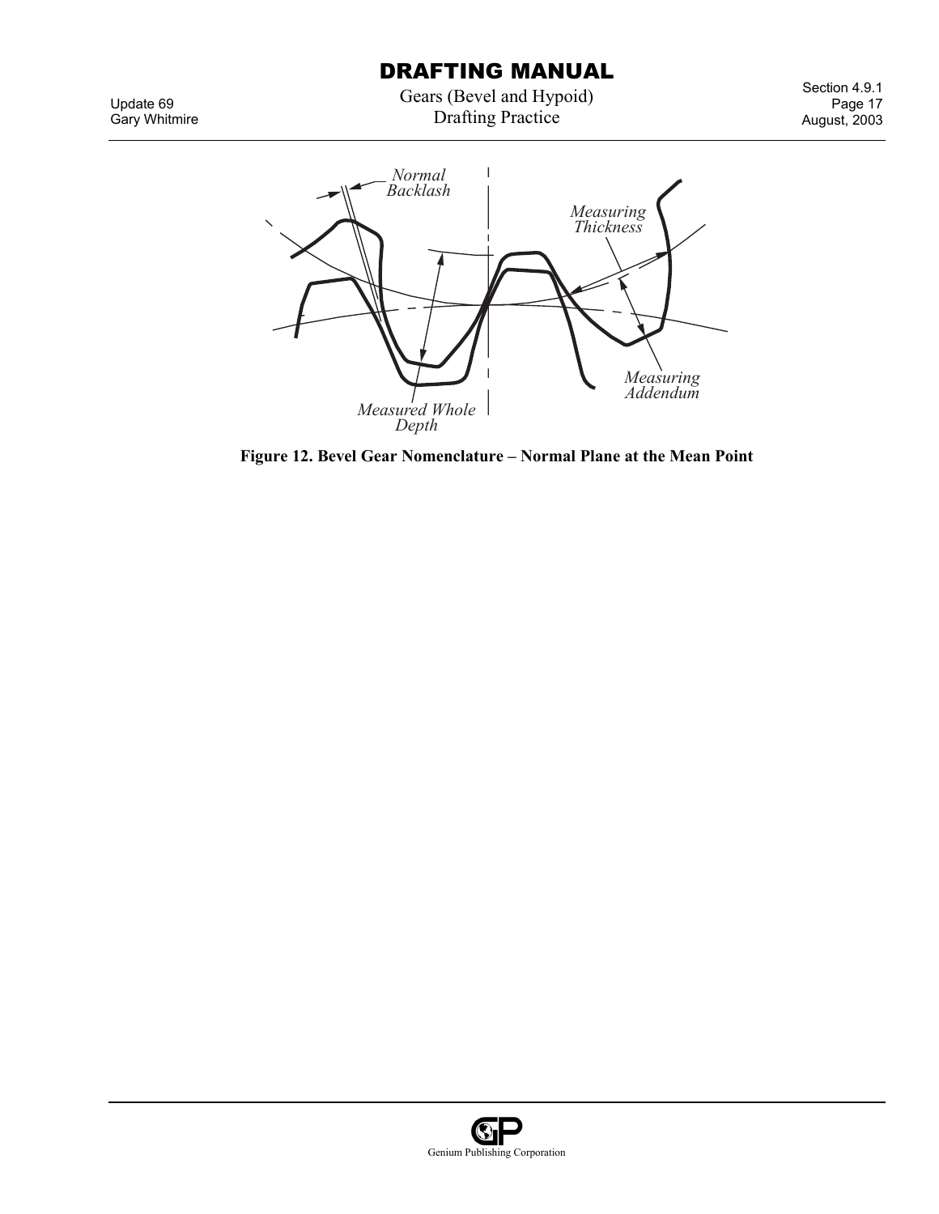Normal Backlash

Measuring Thickness

Measuring Addendum

Measured Whole Depth

**Figure 12. Bevel Gear Nomenclature – Normal Plane at the Mean Point**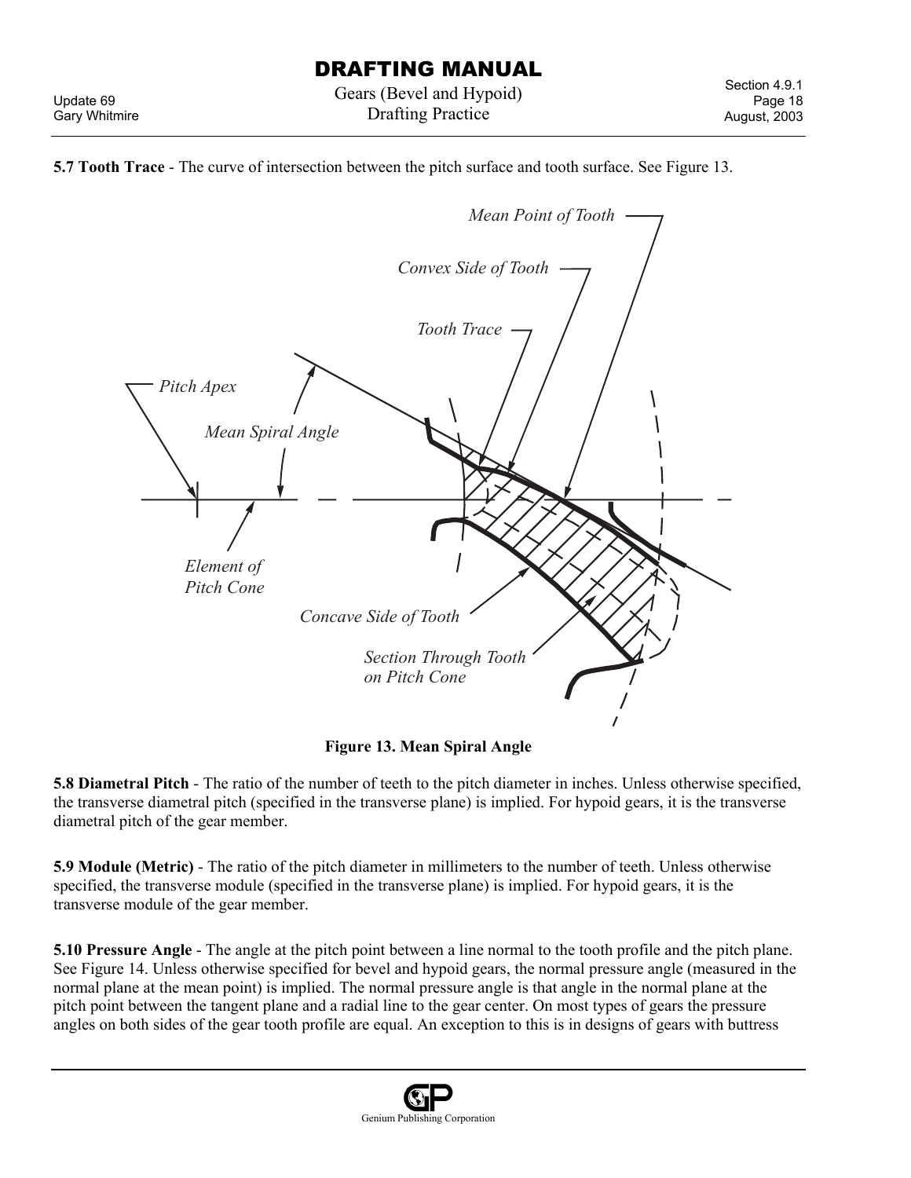**5.7 Tooth Trace** - The curve of intersection between the pitch surface and tooth surface. See Figure 13.

**Figure 13. Mean Spiral Angle**

**5.8 Diametral Pitch** - The ratio of the number of teeth to the pitch diameter in inches. Unless otherwise specified, the transverse diametral pitch (specified in the transverse plane) is implied. For hypoid gears, it is the transverse diametral pitch of the gear member.

**5.9 Module (Metric)** - The ratio of the pitch diameter in millimeters to the number of teeth. Unless otherwise specified, the transverse module (specified in the transverse plane) is implied. For hypoid gears, it is the transverse module of the gear member.

**5.10 Pressure Angle** - The angle at the pitch point between a line normal to the tooth profile and the pitch plane. See Figure 14. Unless otherwise specified for bevel and hypoid gears, the normal pressure angle (measured in the normal plane at the mean point) is implied. The normal pressure angle is that angle in the normal plane at the pitch point between the tangent plane and a radial line to the gear center. On most types of gears the pressure angles on both sides of the gear tooth profile are equal. An exception to this is in designs of gears with buttress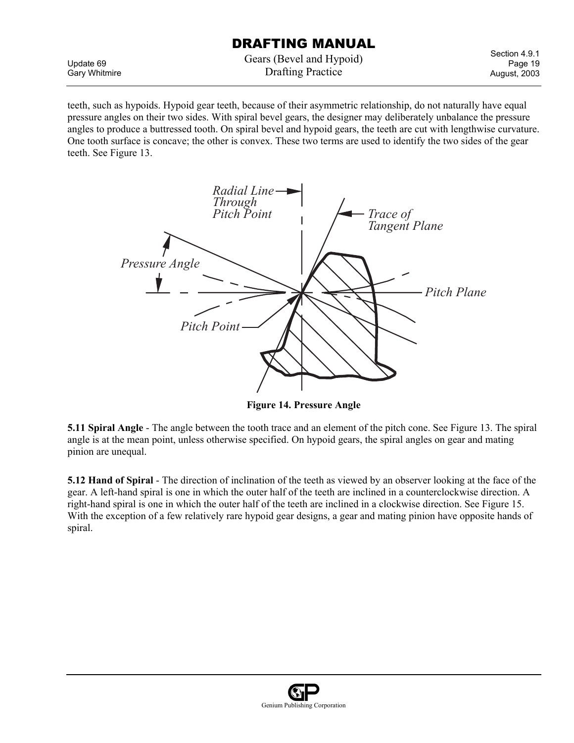teeth, such as hypoids. Hypoid gear teeth, because of their asymmetric relationship, do not naturally have equal pressure angles on their two sides. With spiral bevel gears, the designer may deliberately unbalance the pressure angles to produce a buttressed tooth. On spiral bevel and hypoid gears, the teeth are cut with lengthwise curvature. One tooth surface is concave; the other is convex. These two terms are used to identify the two sides of the gear teeth. See Figure 13.

**Figure 14. Pressure Angle**

**5.11 Spiral Angle** - The angle between the tooth trace and an element of the pitch cone. See Figure 13. The spiral angle is at the mean point, unless otherwise specified. On hypoid gears, the spiral angles on gear and mating pinion are unequal.

**5.12 Hand of Spiral** - The direction of inclination of the teeth as viewed by an observer looking at the face of the gear. A left-hand spiral is one in which the outer half of the teeth are inclined in a counterclockwise direction. A right-hand spiral is one in which the outer half of the teeth are inclined in a clockwise direction. See Figure 15. With the exception of a few relatively rare hypoid gear designs, a gear and mating pinion have opposite hands of spiral.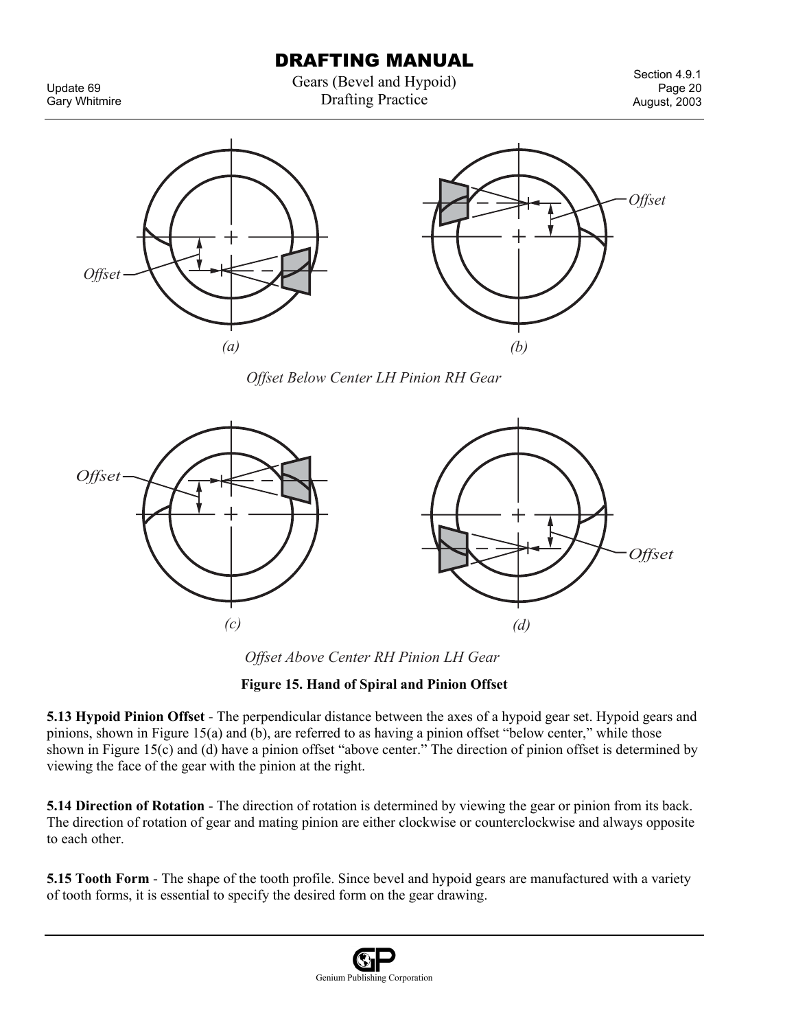Offset

Offset

(a)

(b)

*Offset Below Center LH Pinion RH Gear*

Offset

Offset

(c)

(d)

*Offset Above Center RH Pinion LH Gear*

**Figure 15. Hand of Spiral and Pinion Offset**

**5.13 Hypoid Pinion Offset** - The perpendicular distance between the axes of a hypoid gear set. Hypoid gears and pinions, shown in Figure 15(a) and (b), are referred to as having a pinion offset "below center," while those shown in Figure 15(c) and (d) have a pinion offset "above center." The direction of pinion offset is determined by viewing the face of the gear with the pinion at the right.

**5.14 Direction of Rotation** - The direction of rotation is determined by viewing the gear or pinion from its back. The direction of rotation of gear and mating pinion are either clockwise or counterclockwise and always opposite to each other.

**5.15 Tooth Form** - The shape of the tooth profile. Since bevel and hypoid gears are manufactured with a variety of tooth forms, it is essential to specify the desired form on the gear drawing.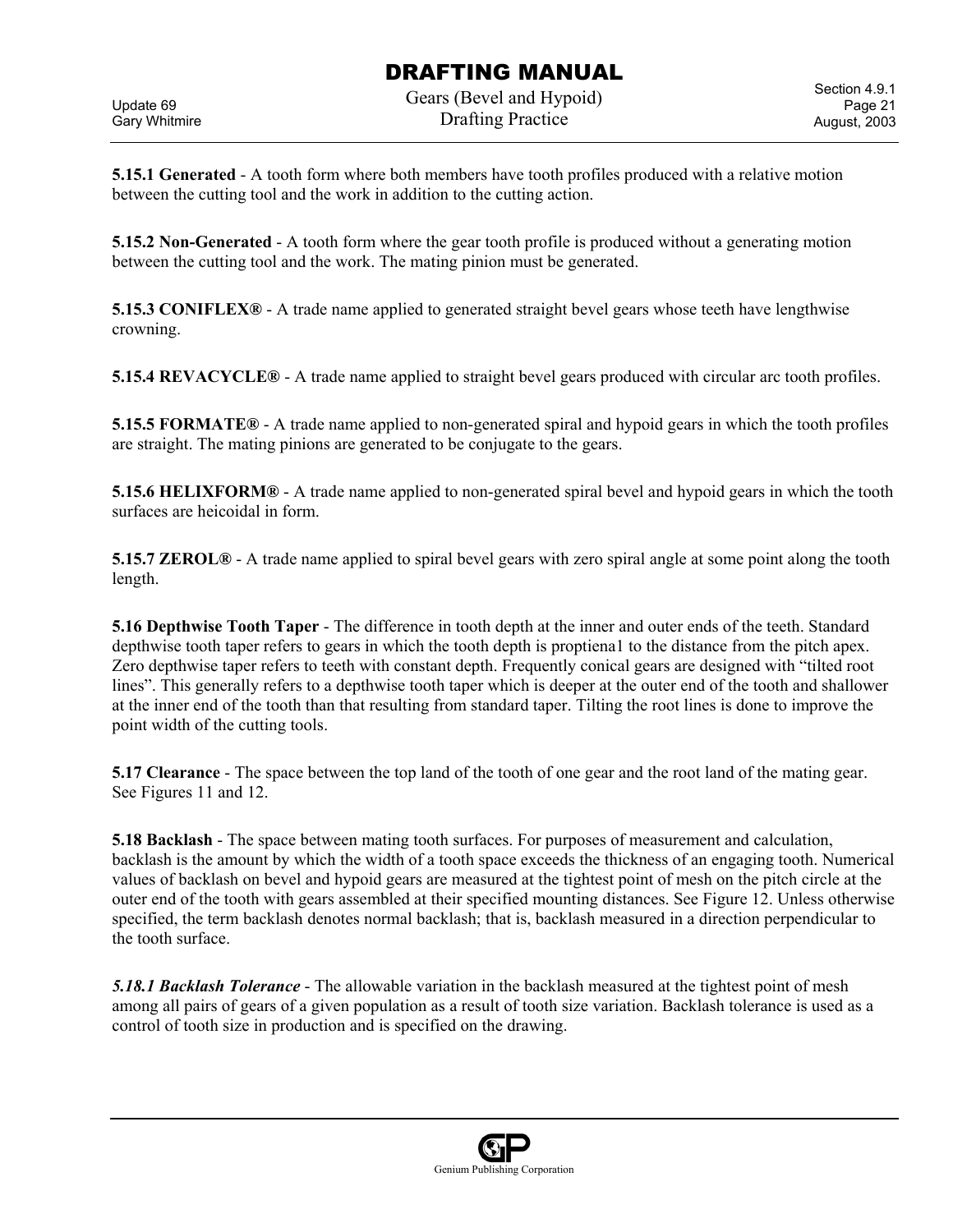**5.15.1 Generated** - A tooth form where both members have tooth profiles produced with a relative motion between the cutting tool and the work in addition to the cutting action.

**5.15.2 Non-Generated** - A tooth form where the gear tooth profile is produced without a generating motion between the cutting tool and the work. The mating pinion must be generated.

**5.15.3 CONIFLEX®** - A trade name applied to generated straight bevel gears whose teeth have lengthwise crowning.

**5.15.4 REVACYCLE®** - A trade name applied to straight bevel gears produced with circular arc tooth profiles.

**5.15.5 FORMATE®** - A trade name applied to non-generated spiral and hypoid gears in which the tooth profiles are straight. The mating pinions are generated to be conjugate to the gears.

**5.15.6 HELIXFORM®** - A trade name applied to non-generated spiral bevel and hypoid gears in which the tooth surfaces are heicoidal in form.

**5.15.7 ZEROL®** - A trade name applied to spiral bevel gears with zero spiral angle at some point along the tooth length.

**5.16 Depthwise Tooth Taper** - The difference in tooth depth at the inner and outer ends of the teeth. Standard depthwise tooth taper refers to gears in which the tooth depth is proptiena1 to the distance from the pitch apex. Zero depthwise taper refers to teeth with constant depth. Frequently conical gears are designed with "tilted root lines". This generally refers to a depthwise tooth taper which is deeper at the outer end of the tooth and shallower at the inner end of the tooth than that resulting from standard taper. Tilting the root lines is done to improve the point width of the cutting tools.

**5.17 Clearance** - The space between the top land of the tooth of one gear and the root land of the mating gear. See Figures 11 and 12.

**5.18 Backlash** - The space between mating tooth surfaces. For purposes of measurement and calculation, backlash is the amount by which the width of a tooth space exceeds the thickness of an engaging tooth. Numerical values of backlash on bevel and hypoid gears are measured at the tightest point of mesh on the pitch circle at the outer end of the tooth with gears assembled at their specified mounting distances. See Figure 12. Unless otherwise specified, the term backlash denotes normal backlash; that is, backlash measured in a direction perpendicular to the tooth surface.

***5.18.1 Backlash Tolerance*** - The allowable variation in the backlash measured at the tightest point of mesh among all pairs of gears of a given population as a result of tooth size variation. Backlash tolerance is used as a control of tooth size in production and is specified on the drawing.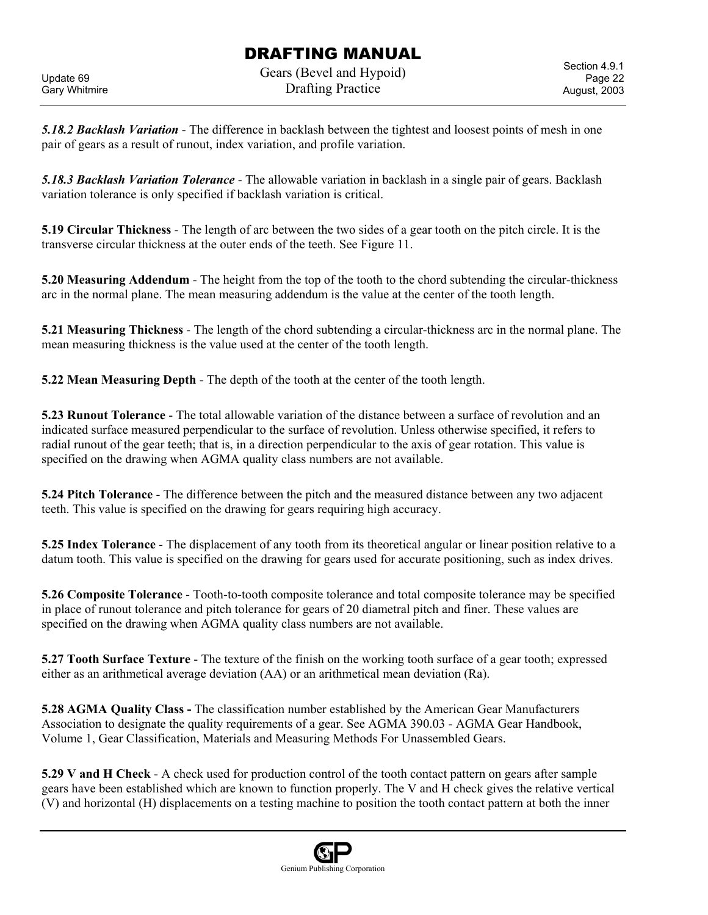***5.18.2 Backlash Variation*** - The difference in backlash between the tightest and loosest points of mesh in one pair of gears as a result of runout, index variation, and profile variation.

***5.18.3 Backlash Variation Tolerance*** - The allowable variation in backlash in a single pair of gears. Backlash variation tolerance is only specified if backlash variation is critical.

**5.19 Circular Thickness** - The length of arc between the two sides of a gear tooth on the pitch circle. It is the transverse circular thickness at the outer ends of the teeth. See Figure 11.

**5.20 Measuring Addendum** - The height from the top of the tooth to the chord subtending the circular-thickness arc in the normal plane. The mean measuring addendum is the value at the center of the tooth length.

**5.21 Measuring Thickness** - The length of the chord subtending a circular-thickness arc in the normal plane. The mean measuring thickness is the value used at the center of the tooth length.

**5.22 Mean Measuring Depth** - The depth of the tooth at the center of the tooth length.

**5.23 Runout Tolerance** - The total allowable variation of the distance between a surface of revolution and an indicated surface measured perpendicular to the surface of revolution. Unless otherwise specified, it refers to radial runout of the gear teeth; that is, in a direction perpendicular to the axis of gear rotation. This value is specified on the drawing when AGMA quality class numbers are not available.

**5.24 Pitch Tolerance** - The difference between the pitch and the measured distance between any two adjacent teeth. This value is specified on the drawing for gears requiring high accuracy.

**5.25 Index Tolerance** - The displacement of any tooth from its theoretical angular or linear position relative to a datum tooth. This value is specified on the drawing for gears used for accurate positioning, such as index drives.

**5.26 Composite Tolerance** - Tooth-to-tooth composite tolerance and total composite tolerance may be specified in place of runout tolerance and pitch tolerance for gears of 20 diametral pitch and finer. These values are specified on the drawing when AGMA quality class numbers are not available.

**5.27 Tooth Surface Texture** - The texture of the finish on the working tooth surface of a gear tooth; expressed either as an arithmetical average deviation (AA) or an arithmetical mean deviation (Ra).

**5.28 AGMA Quality Class -** The classification number established by the American Gear Manufacturers Association to designate the quality requirements of a gear. See AGMA 390.03 - AGMA Gear Handbook, Volume 1, Gear Classification, Materials and Measuring Methods For Unassembled Gears.

**5.29 V and H Check** - A check used for production control of the tooth contact pattern on gears after sample gears have been established which are known to function properly. The V and H check gives the relative vertical (V) and horizontal (H) displacements on a testing machine to position the tooth contact pattern at both the inner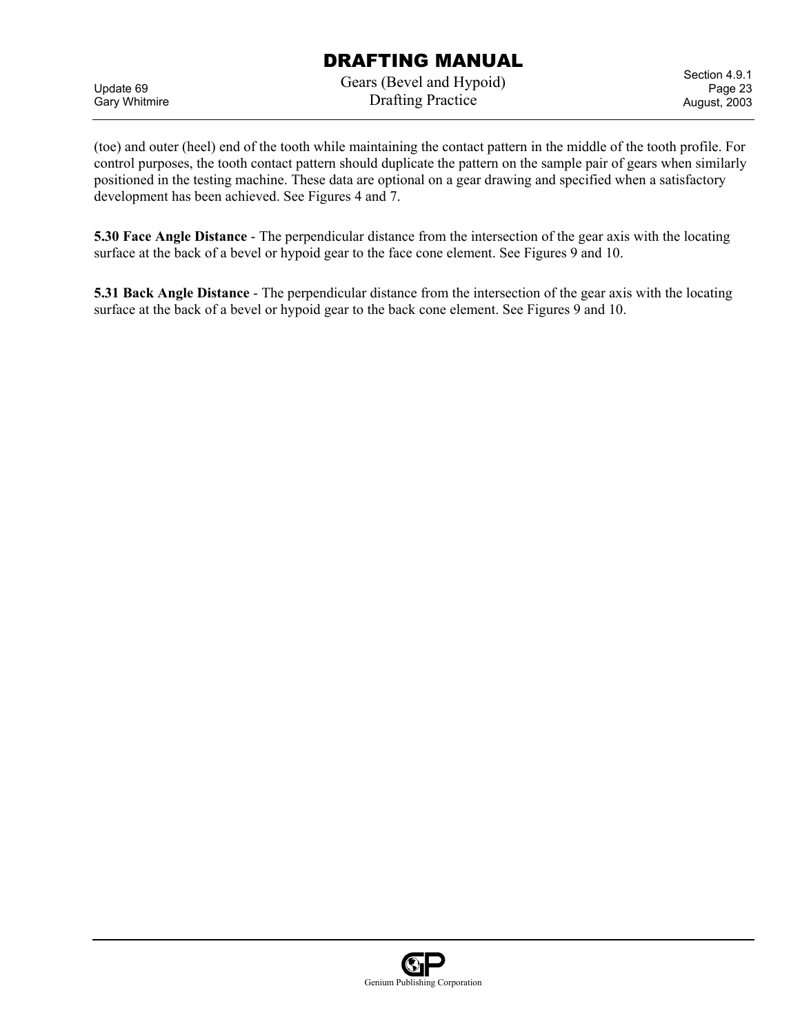(toe) and outer (heel) end of the tooth while maintaining the contact pattern in the middle of the tooth profile. For control purposes, the tooth contact pattern should duplicate the pattern on the sample pair of gears when similarly positioned in the testing machine. These data are optional on a gear drawing and specified when a satisfactory development has been achieved. See Figures 4 and 7.

**5.30 Face Angle Distance** - The perpendicular distance from the intersection of the gear axis with the locating surface at the back of a bevel or hypoid gear to the face cone element. See Figures 9 and 10.

**5.31 Back Angle Distance** - The perpendicular distance from the intersection of the gear axis with the locating surface at the back of a bevel or hypoid gear to the back cone element. See Figures 9 and 10.